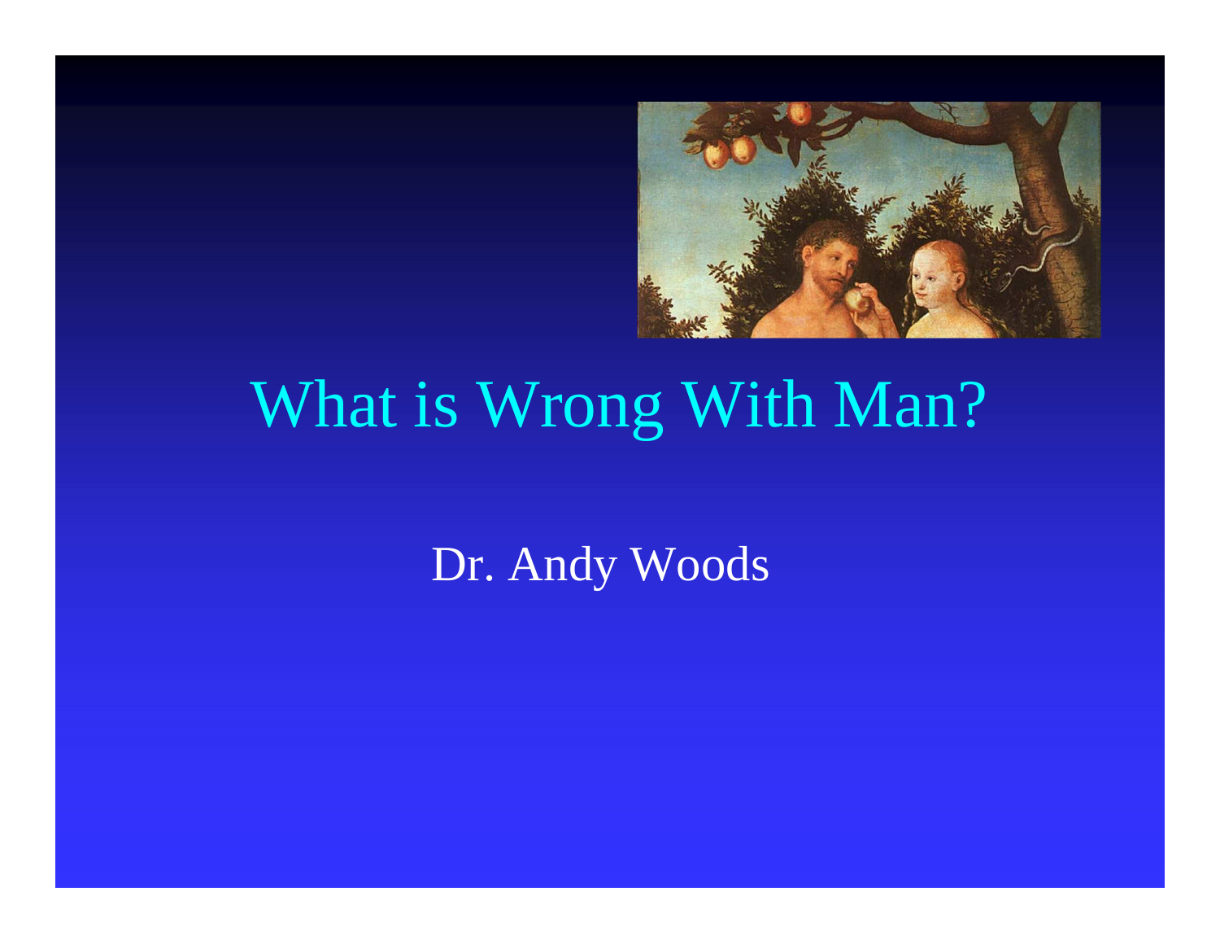# What is Wrong With Man?

Dr. Andy Woods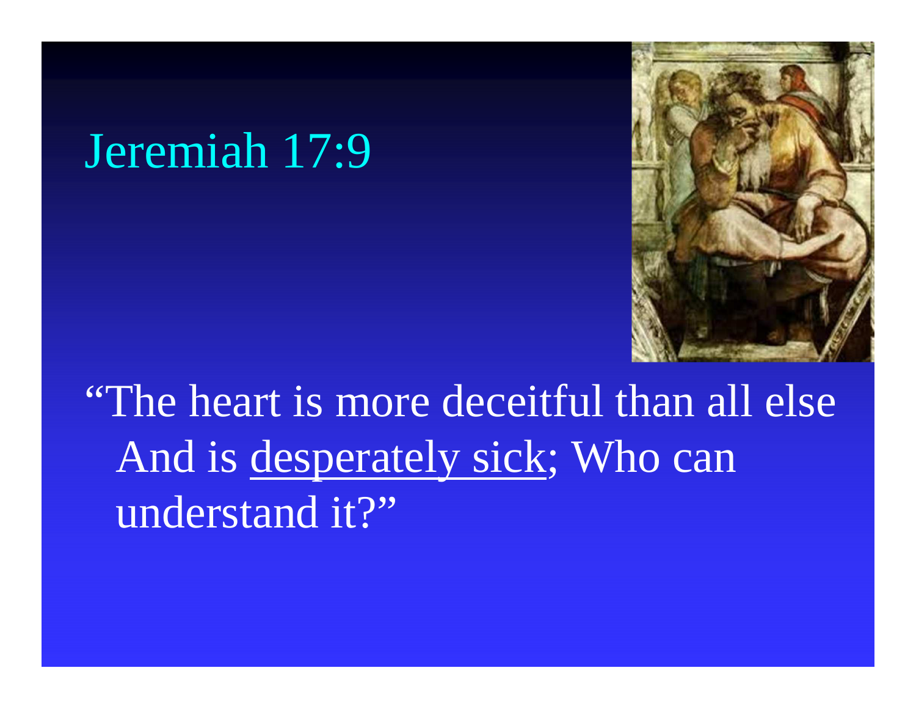# Jeremiah 17:9

"The heart is more deceitful than all else And is <u>desperately sick</u>; Who can understand it?"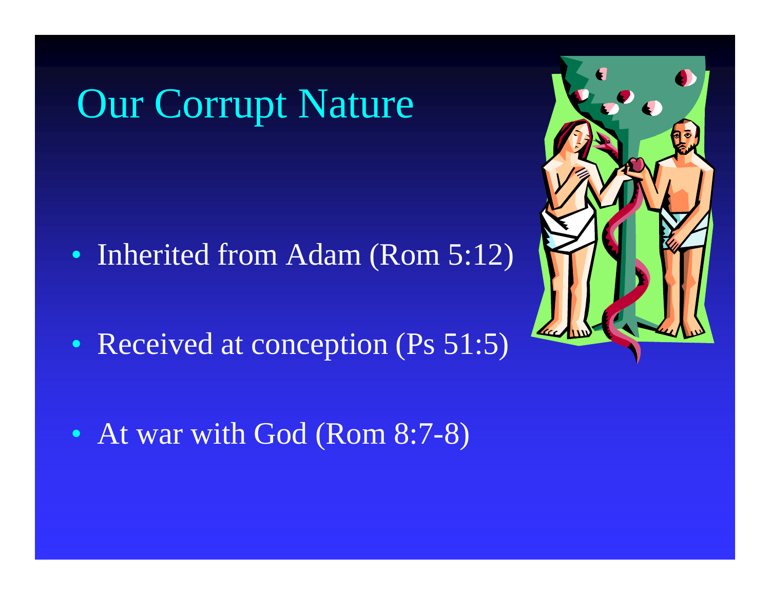# Our Corrupt Nature

- Inherited from Adam (Rom 5:12)
- Received at conception (Ps 51:5)
- At war with God (Rom 8:7-8)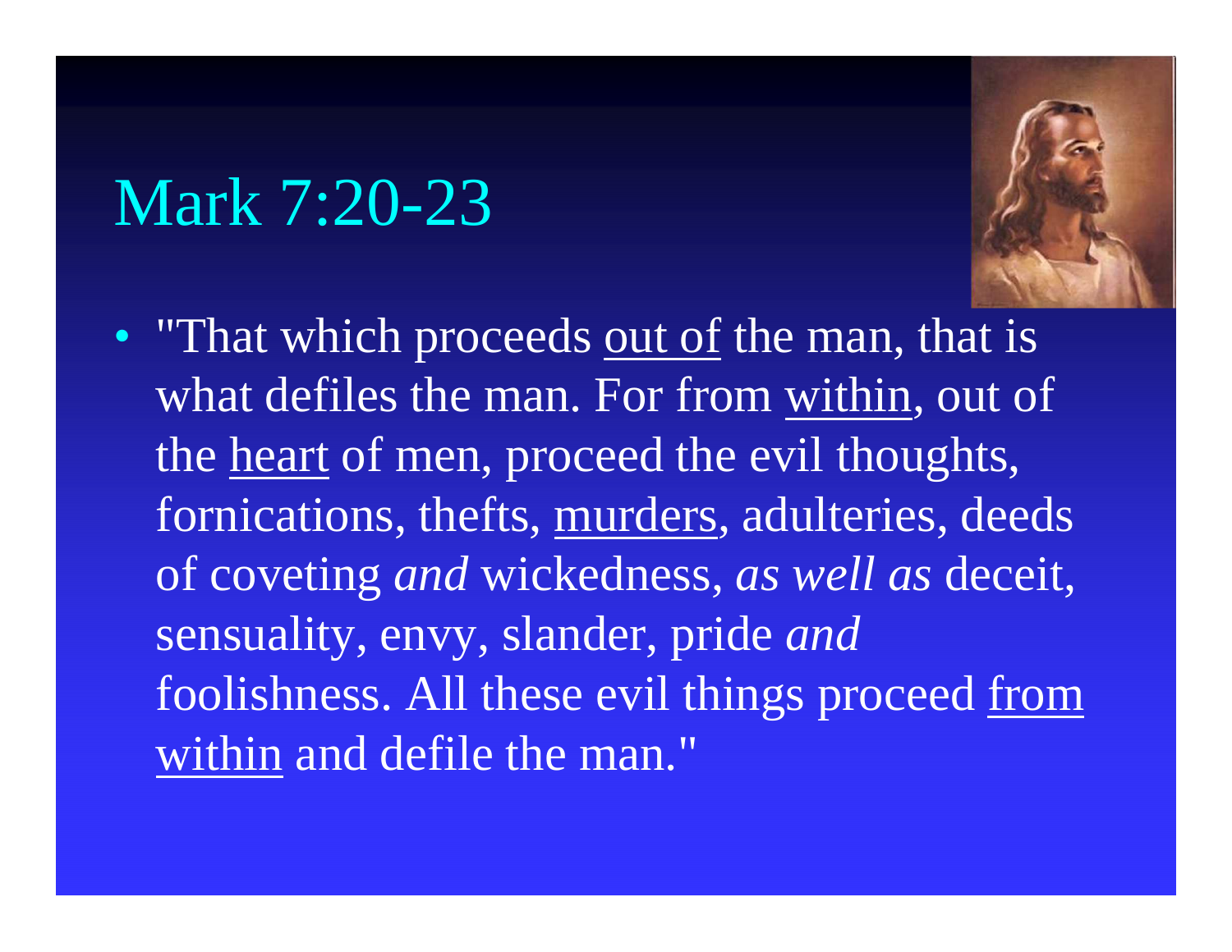# Mark 7:20-23

- "That which proceeds <u>out of</u> the man, that is what defiles the man. For from <u>within</u>, out of the <u>heart</u> of men, proceed the evil thoughts, fornications, thefts, <u>murders</u>, adulteries, deeds of coveting *and* wickedness, *as well as* deceit, sensuality, envy, slander, pride *and* foolishness. All these evil things proceed <u>from within</u> and defile the man."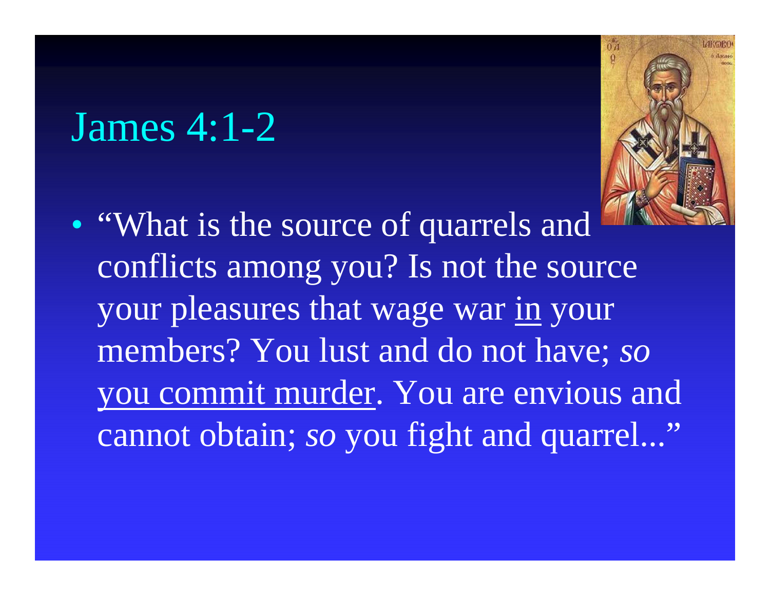# James 4:1-2

- "What is the source of quarrels and conflicts among you? Is not the source your pleasures that wage war <u>in</u> your members? You lust and do not have; *so* <u>you commit murder</u>. You are envious and cannot obtain; *so* you fight and quarrel..."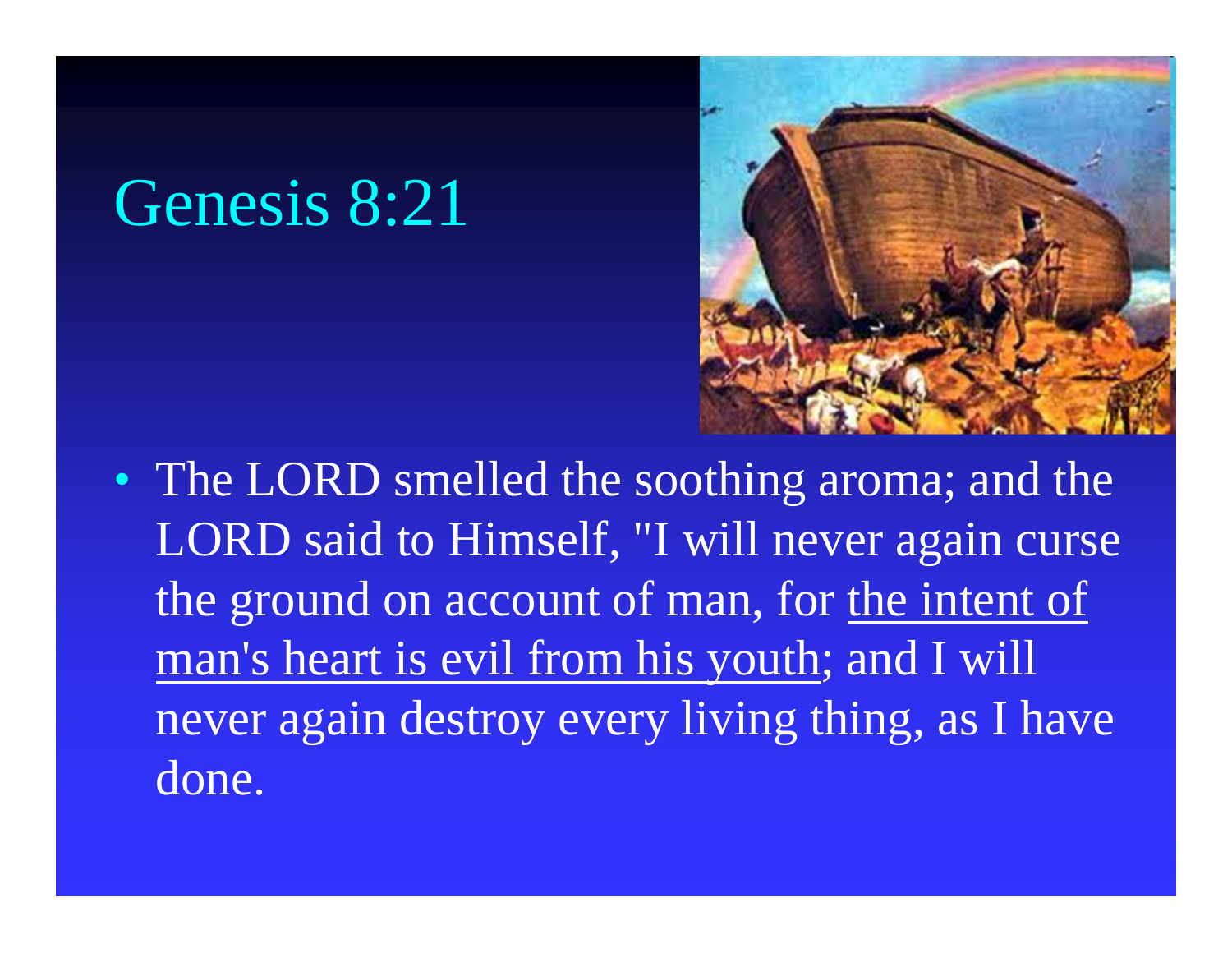# Genesis 8:21

- The LORD smelled the soothing aroma; and the LORD said to Himself, "I will never again curse the ground on account of man, for <u>the intent of man's heart is evil from his youth</u>; and I will never again destroy every living thing, as I have done.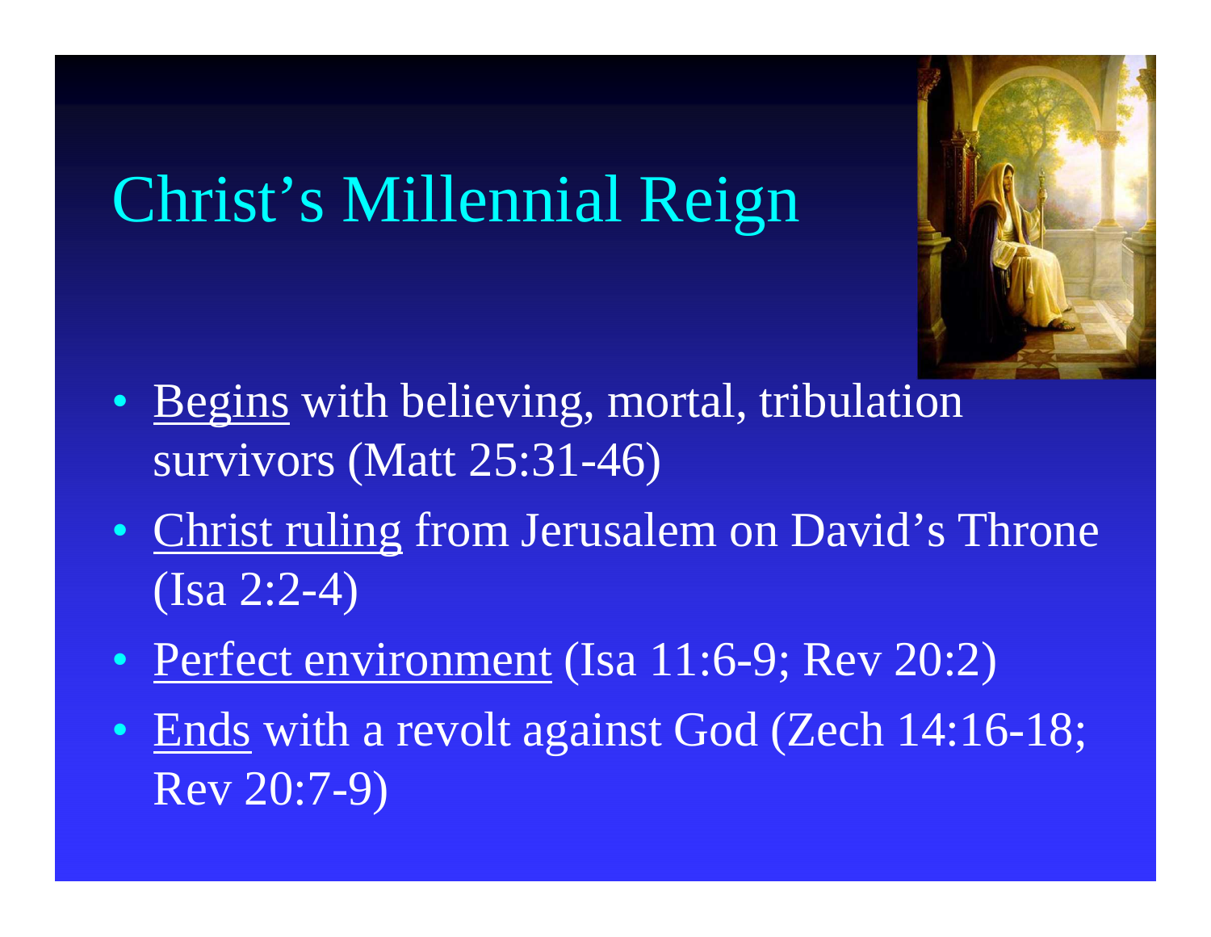# Christ's Millennial Reign

- Begins with believing, mortal, tribulation survivors (Matt 25:31-46)
- Christ ruling from Jerusalem on David's Throne (Isa 2:2-4)
- Perfect environment (Isa 11:6-9; Rev 20:2)
- Ends with a revolt against God (Zech 14:16-18; Rev 20:7-9)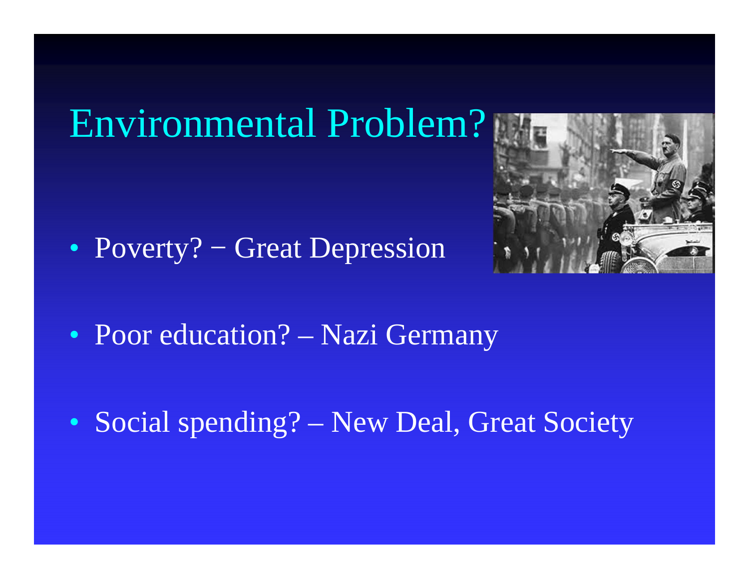# Environmental Problem?

- Poverty? − Great Depression
- Poor education? – Nazi Germany
- Social spending? – New Deal, Great Society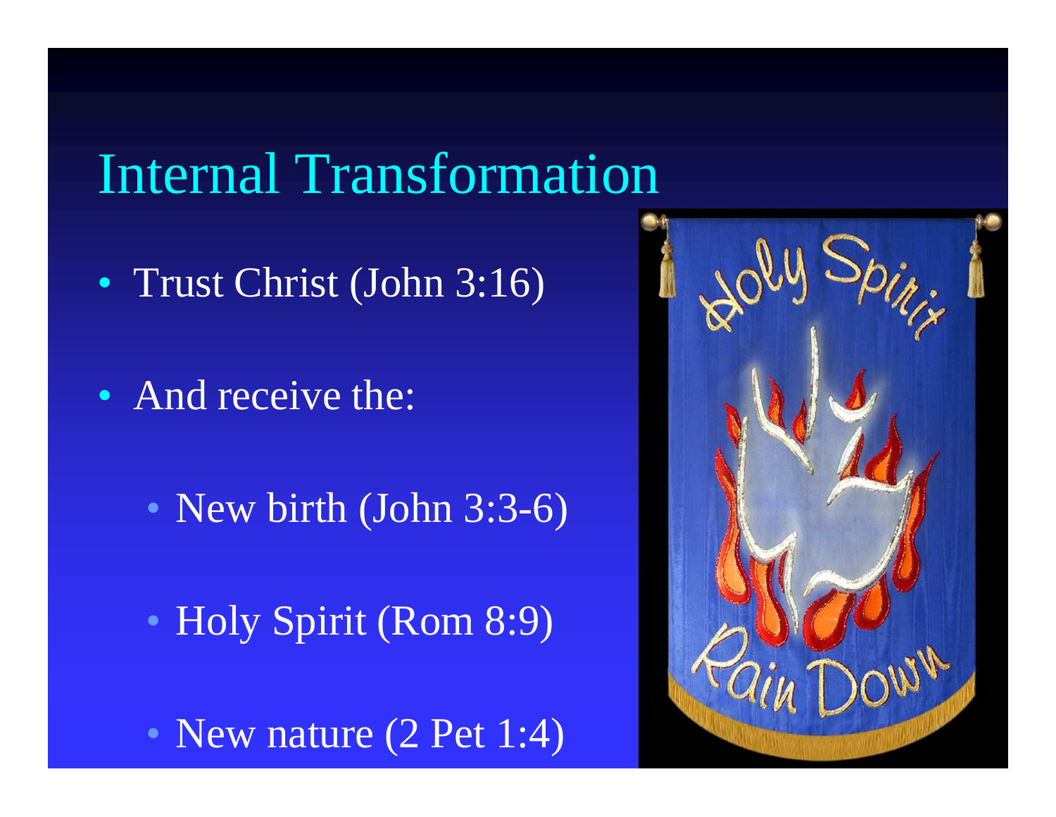# Internal Transformation

- Trust Christ (John 3:16)
- And receive the:
  - New birth (John 3:3-6)
  - Holy Spirit (Rom 8:9)
  - New nature (2 Pet 1:4)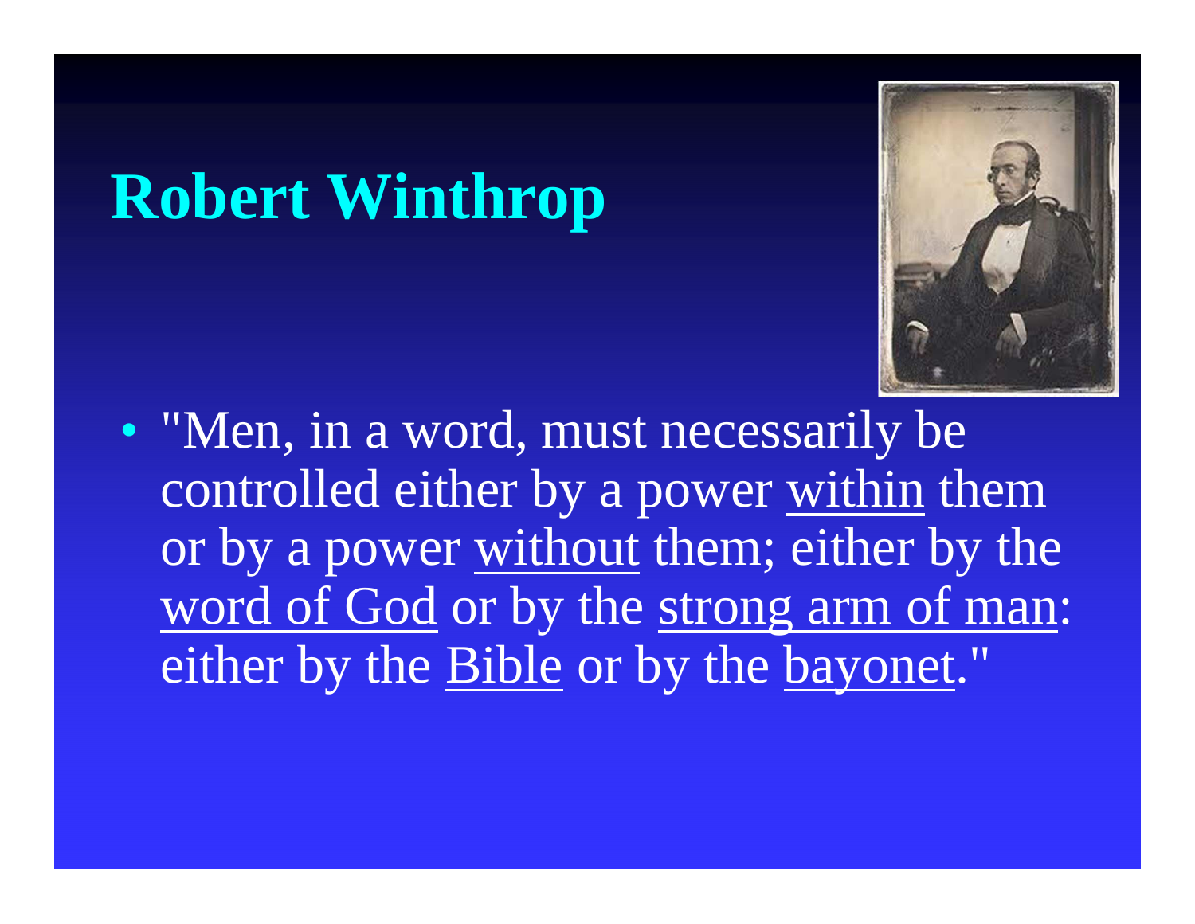# Robert Winthrop

- "Men, in a word, must necessarily be controlled either by a power <u>within</u> them or by a power <u>without</u> them; either by the <u>word of God</u> or by the <u>strong arm of man</u>: either by the <u>Bible</u> or by the <u>bayonet</u>."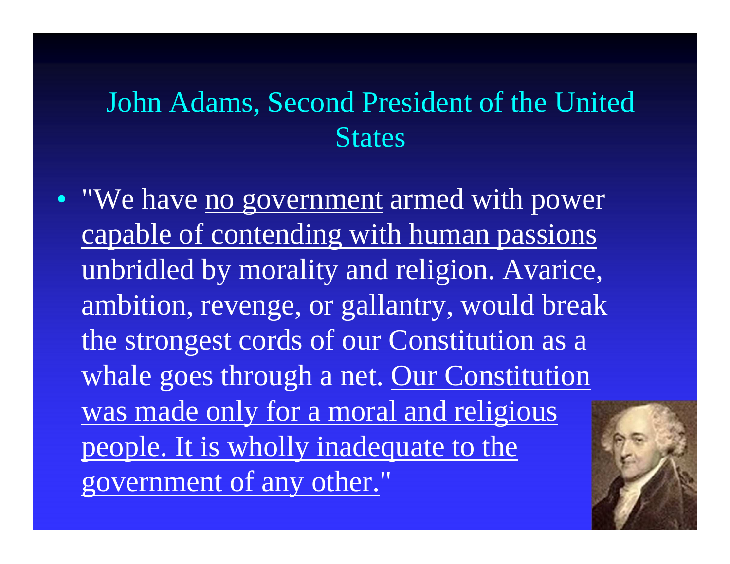# John Adams, Second President of the United States

- "We have no government armed with power capable of contending with human passions unbridled by morality and religion. Avarice, ambition, revenge, or gallantry, would break the strongest cords of our Constitution as a whale goes through a net. Our Constitution was made only for a moral and religious people. It is wholly inadequate to the government of any other."